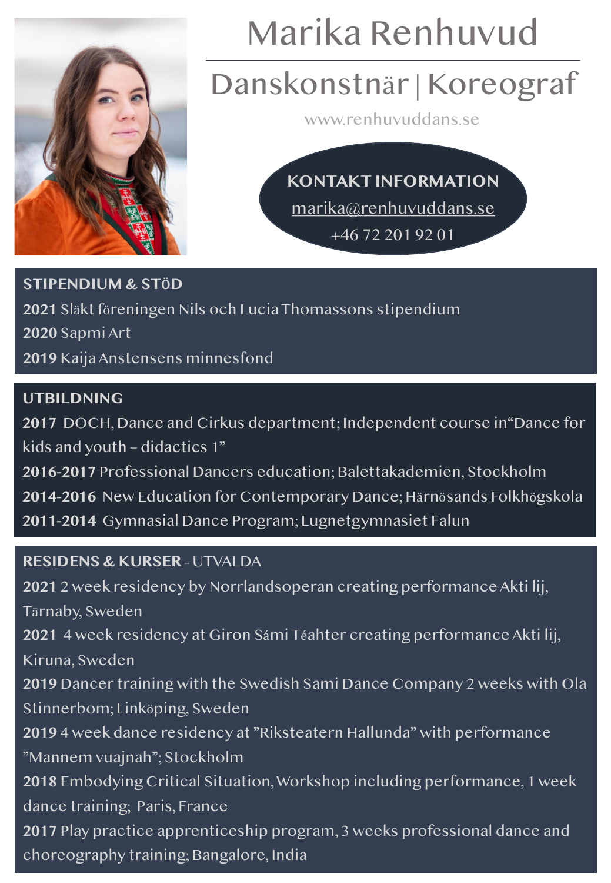# Marika Renhuvud

## Danskonstnär | Koreograf

www.renhuvuddans.se

**KONTAKT INFORMATION**
marika@renhuvuddans.se
+46 72 201 92 01

## STIPENDIUM & STöD

**2021** Släkt föreningen Nils och Lucia Thomassons stipendium
**2020** Sapmi Art
**2019** Kaija Anstensens minnesfond

## UTBILDNING

**2017** DOCH, Dance and Cirkus department; Independent course in "Dance for kids and youth – didactics 1"
**2016-2017** Professional Dancers education; Balettakademien, Stockholm
**2014-2016** New Education for Contemporary Dance; Härnösands Folkhögskola
**2011-2014** Gymnasial Dance Program; Lugnetgymnasiet Falun

## RESIDENS & KURSER - UTVALDA

**2021** 2 week residency by Norrlandsoperan creating performance Akti lij, Tärnaby, Sweden
**2021** 4 week residency at Giron Sámi Téahter creating performance Akti lij, Kiruna, Sweden
**2019** Dancer training with the Swedish Sami Dance Company 2 weeks with Ola Stinnerbom; Linköping, Sweden
**2019** 4 week dance residency at "Riksteatern Hallunda" with performance "Mannem vuajnah"; Stockholm
**2018** Embodying Critical Situation, Workshop including performance, 1 week dance training; Paris, France
**2017** Play practice apprenticeship program, 3 weeks professional dance and choreography training; Bangalore, India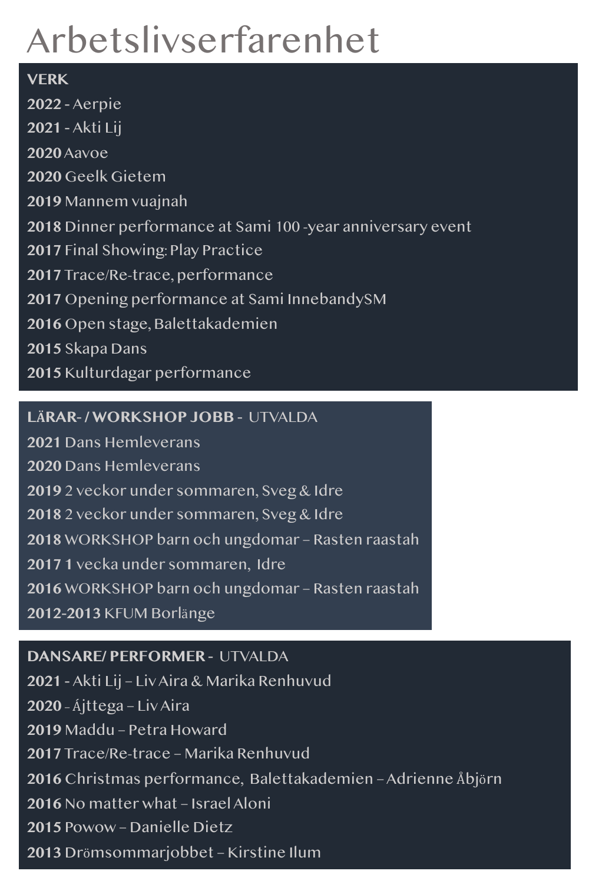# Arbetslivserfarenhet

**VERK**

**2022** - Aerpie

**2021** - Akti Lij

**2020** Aavoe

**2020** Geelk Gietem

**2019** Mannem vuajnah

**2018** Dinner performance at Sami 100 -year anniversary event

**2017** Final Showing: Play Practice

**2017** Trace/Re-trace, performance

**2017** Opening performance at Sami InnebandySM

**2016** Open stage, Balettakademien

**2015** Skapa Dans

**2015** Kulturdagar performance

**LÄRAR- / WORKSHOP JOBB -** UTVALDA

**2021** Dans Hemleverans

**2020** Dans Hemleverans

**2019** 2 veckor under sommaren, Sveg & Idre

**2018** 2 veckor under sommaren, Sveg & Idre

**2018** WORKSHOP barn och ungdomar – Rasten raastah

**2017** **1** vecka under sommaren, Idre

**2016** WORKSHOP barn och ungdomar – Rasten raastah

**2012-2013** KFUM Borlänge

**DANSARE/ PERFORMER -** UTVALDA

**2021** - Akti Lij – Liv Aira & Marika Renhuvud

**2020** - Ájttega – Liv Aira

**2019** Maddu – Petra Howard

**2017** Trace/Re-trace – Marika Renhuvud

**2016** Christmas performance, Balettakademien – Adrienne Åbjörn

**2016** No matter what – Israel Aloni

**2015** Powow – Danielle Dietz

**2013** Drömsommarjobbet – Kirstine Ilum